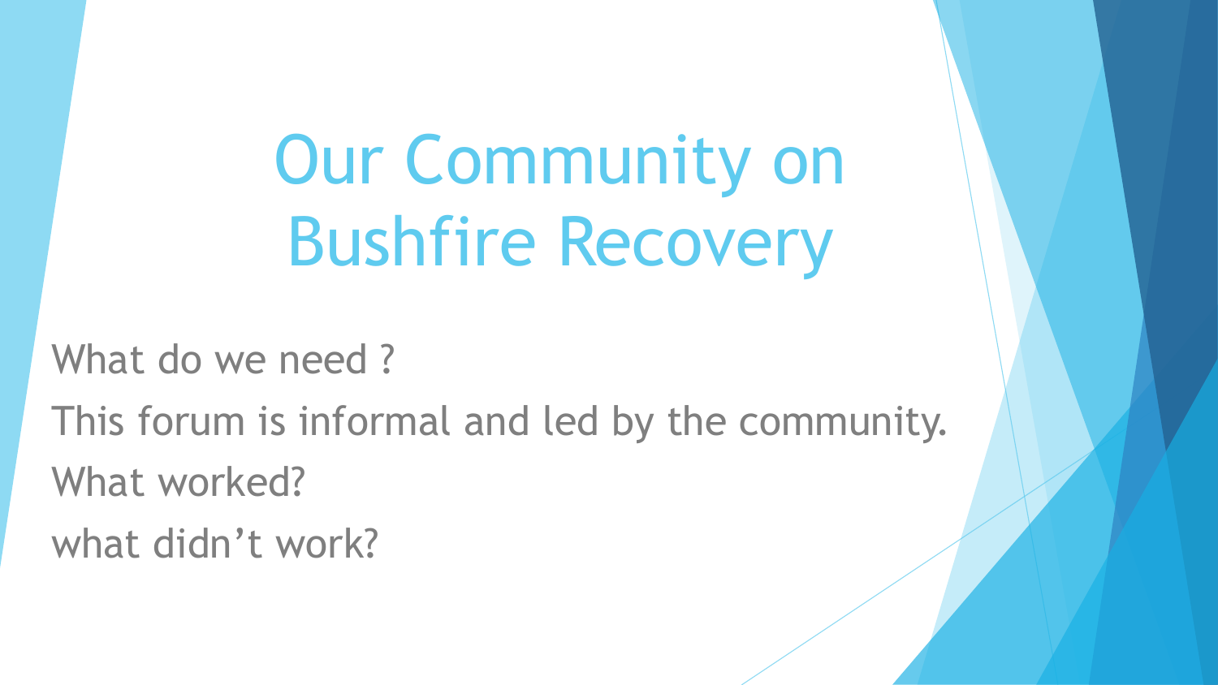# Our Community on Bushfire Recovery

What do we need ?

This forum is informal and led by the community.

What worked?

what didn’t work?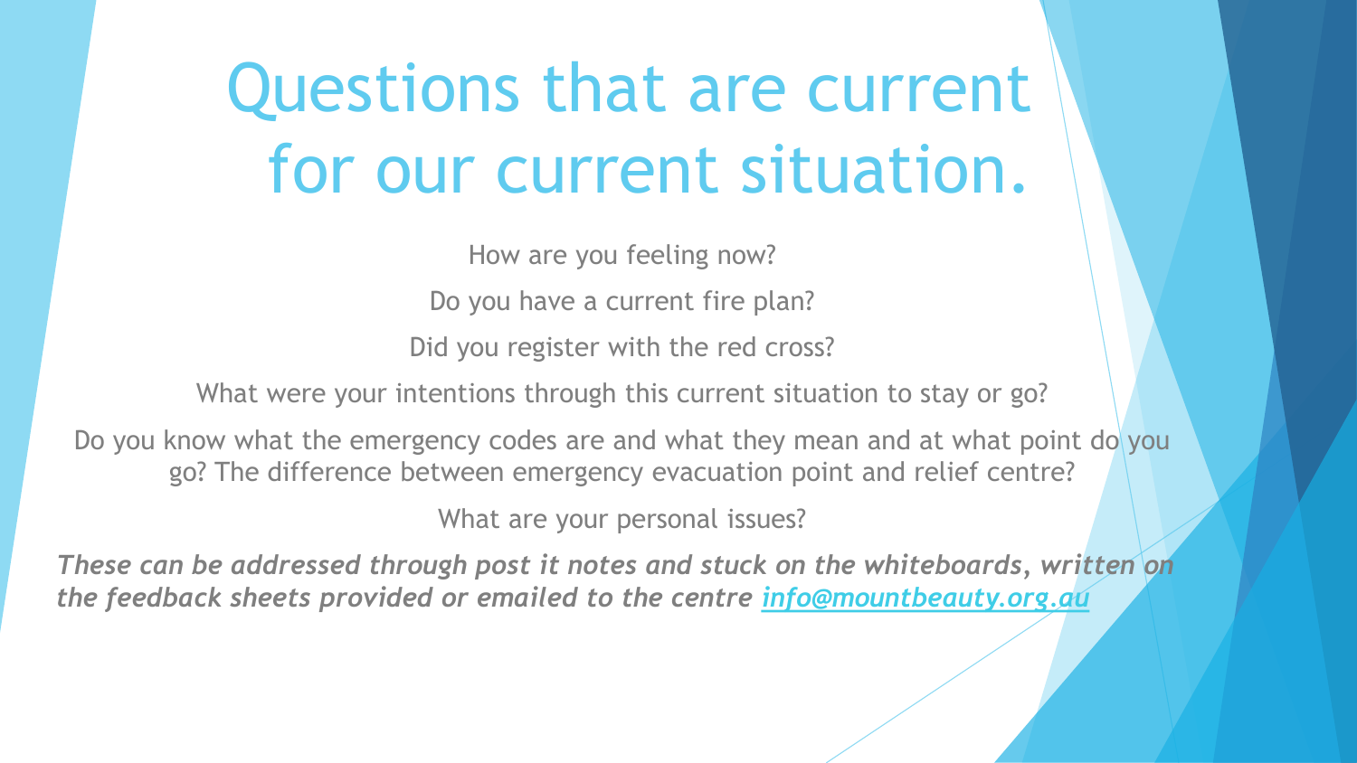# Questions that are current for our current situation.

How are you feeling now?

Do you have a current fire plan?

Did you register with the red cross?

What were your intentions through this current situation to stay or go?

Do you know what the emergency codes are and what they mean and at what point do you go? The difference between emergency evacuation point and relief centre?

What are your personal issues?

***These can be addressed through post it notes and stuck on the whiteboards, written on the feedback sheets provided or emailed to the centre [info@mountbeauty.org.au](mailto:info@mountbeauty.org.au)***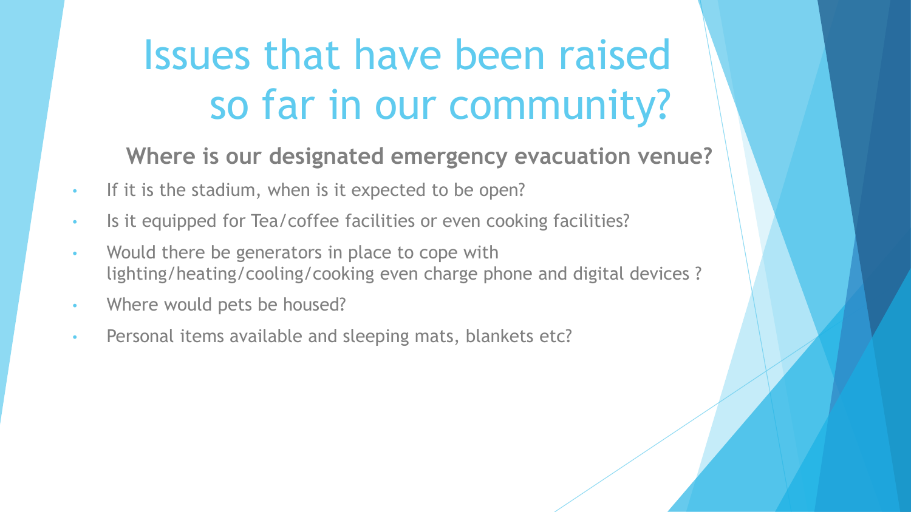# Issues that have been raised so far in our community?

**Where is our designated emergency evacuation venue?**

- If it is the stadium, when is it expected to be open?
- Is it equipped for Tea/coffee facilities or even cooking facilities?
- Would there be generators in place to cope with lighting/heating/cooling/cooking even charge phone and digital devices ?
- Where would pets be housed?
- Personal items available and sleeping mats, blankets etc?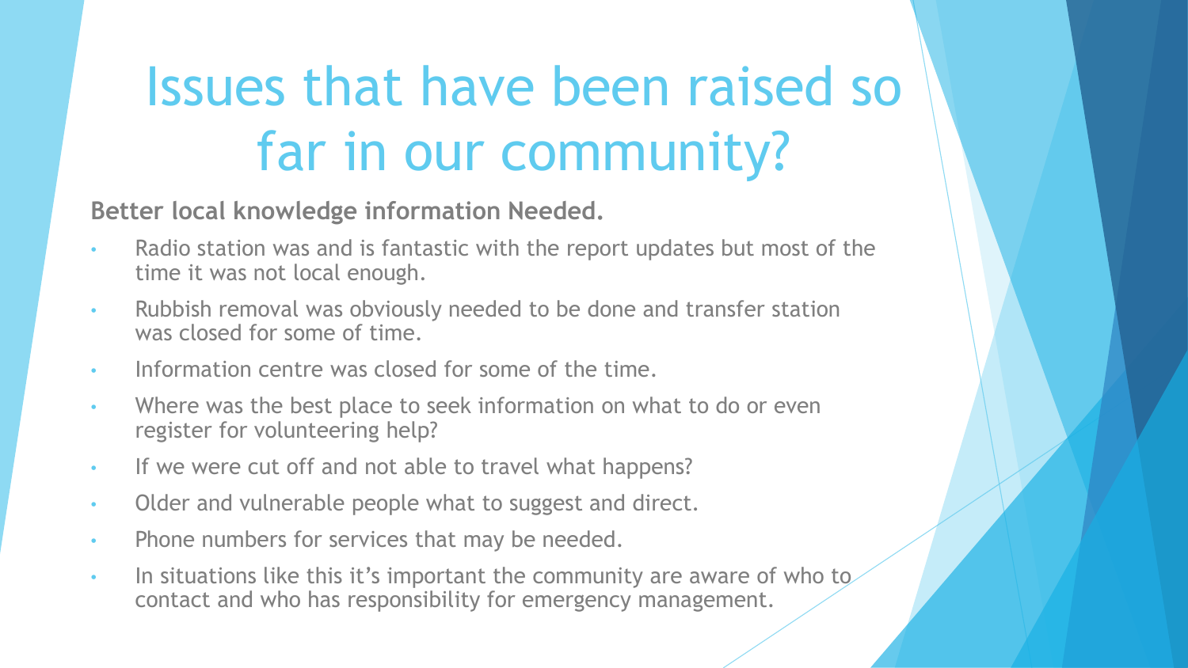# Issues that have been raised so far in our community?

**Better local knowledge information Needed.**

- Radio station was and is fantastic with the report updates but most of the time it was not local enough.
- Rubbish removal was obviously needed to be done and transfer station was closed for some of time.
- Information centre was closed for some of the time.
- Where was the best place to seek information on what to do or even register for volunteering help?
- If we were cut off and not able to travel what happens?
- Older and vulnerable people what to suggest and direct.
- Phone numbers for services that may be needed.
- In situations like this it's important the community are aware of who to contact and who has responsibility for emergency management.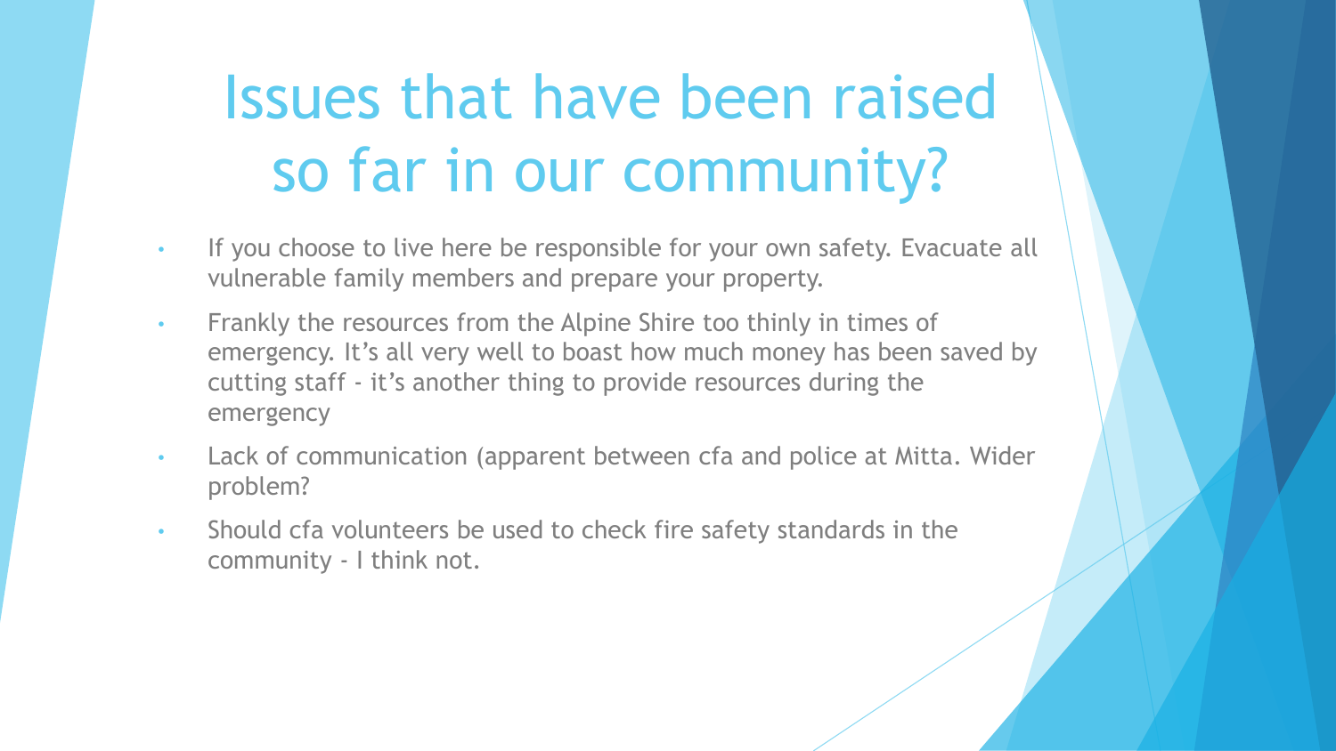# Issues that have been raised so far in our community?

- If you choose to live here be responsible for your own safety. Evacuate all vulnerable family members and prepare your property.
- Frankly the resources from the Alpine Shire too thinly in times of emergency. It's all very well to boast how much money has been saved by cutting staff - it's another thing to provide resources during the emergency
- Lack of communication (apparent between cfa and police at Mitta. Wider problem?
- Should cfa volunteers be used to check fire safety standards in the community - I think not.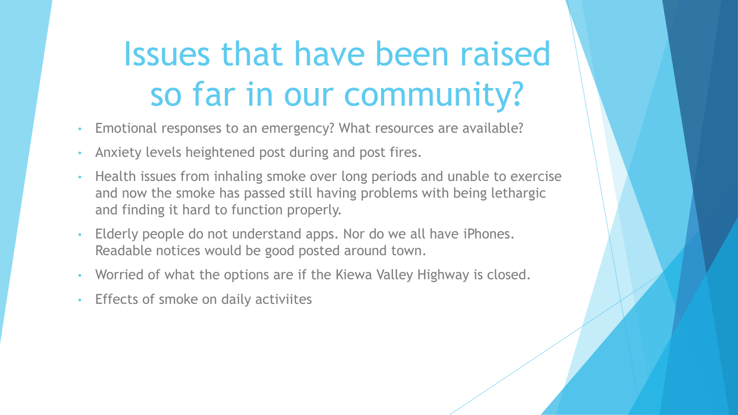# Issues that have been raised so far in our community?

- Emotional responses to an emergency? What resources are available?
- Anxiety levels heightened post during and post fires.
- Health issues from inhaling smoke over long periods and unable to exercise and now the smoke has passed still having problems with being lethargic and finding it hard to function properly.
- Elderly people do not understand apps. Nor do we all have iPhones. Readable notices would be good posted around town.
- Worried of what the options are if the Kiewa Valley Highway is closed.
- Effects of smoke on daily activiites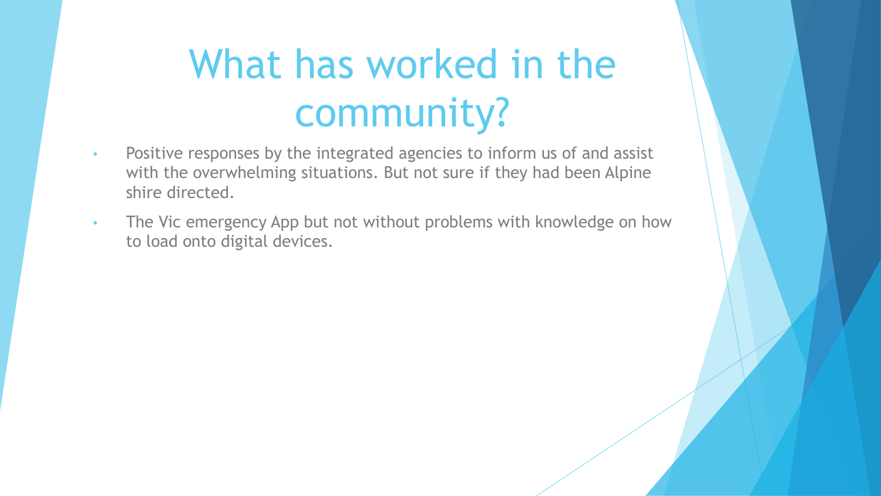# What has worked in the community?

- Positive responses by the integrated agencies to inform us of and assist with the overwhelming situations. But not sure if they had been Alpine shire directed.
- The Vic emergency App but not without problems with knowledge on how to load onto digital devices.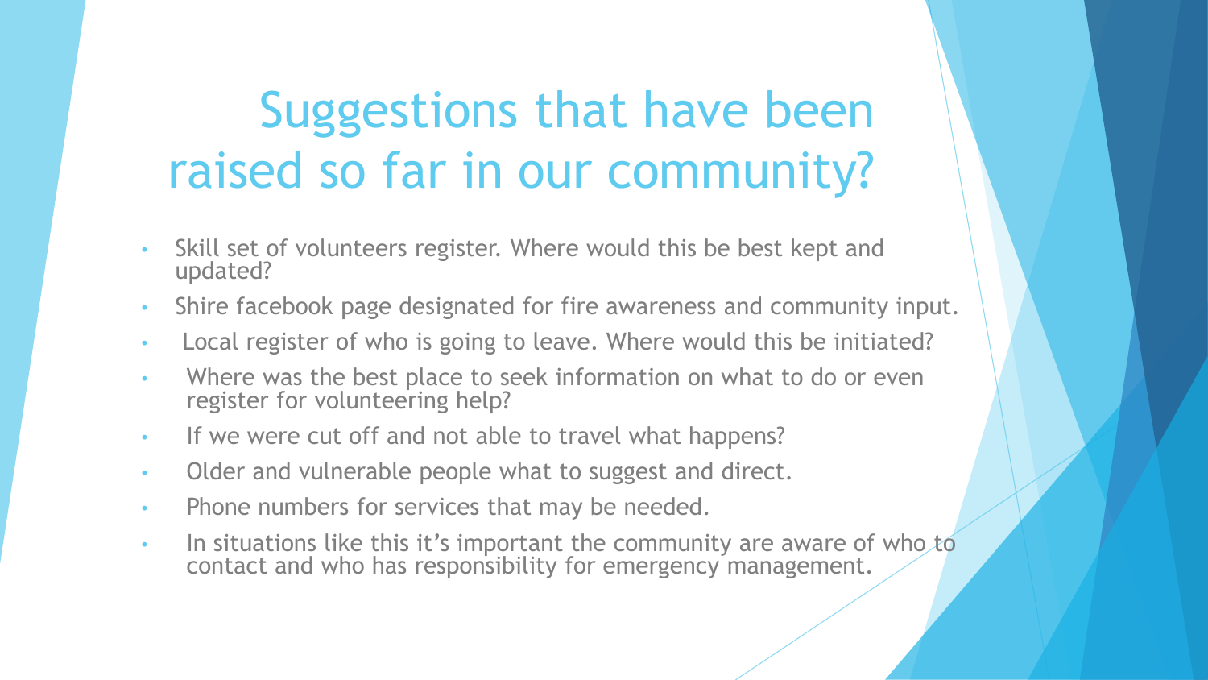# Suggestions that have been raised so far in our community?

- Skill set of volunteers register. Where would this be best kept and updated?
- Shire facebook page designated for fire awareness and community input.
- Local register of who is going to leave. Where would this be initiated?
- Where was the best place to seek information on what to do or even register for volunteering help?
- If we were cut off and not able to travel what happens?
- Older and vulnerable people what to suggest and direct.
- Phone numbers for services that may be needed.
- In situations like this it's important the community are aware of who to contact and who has responsibility for emergency management.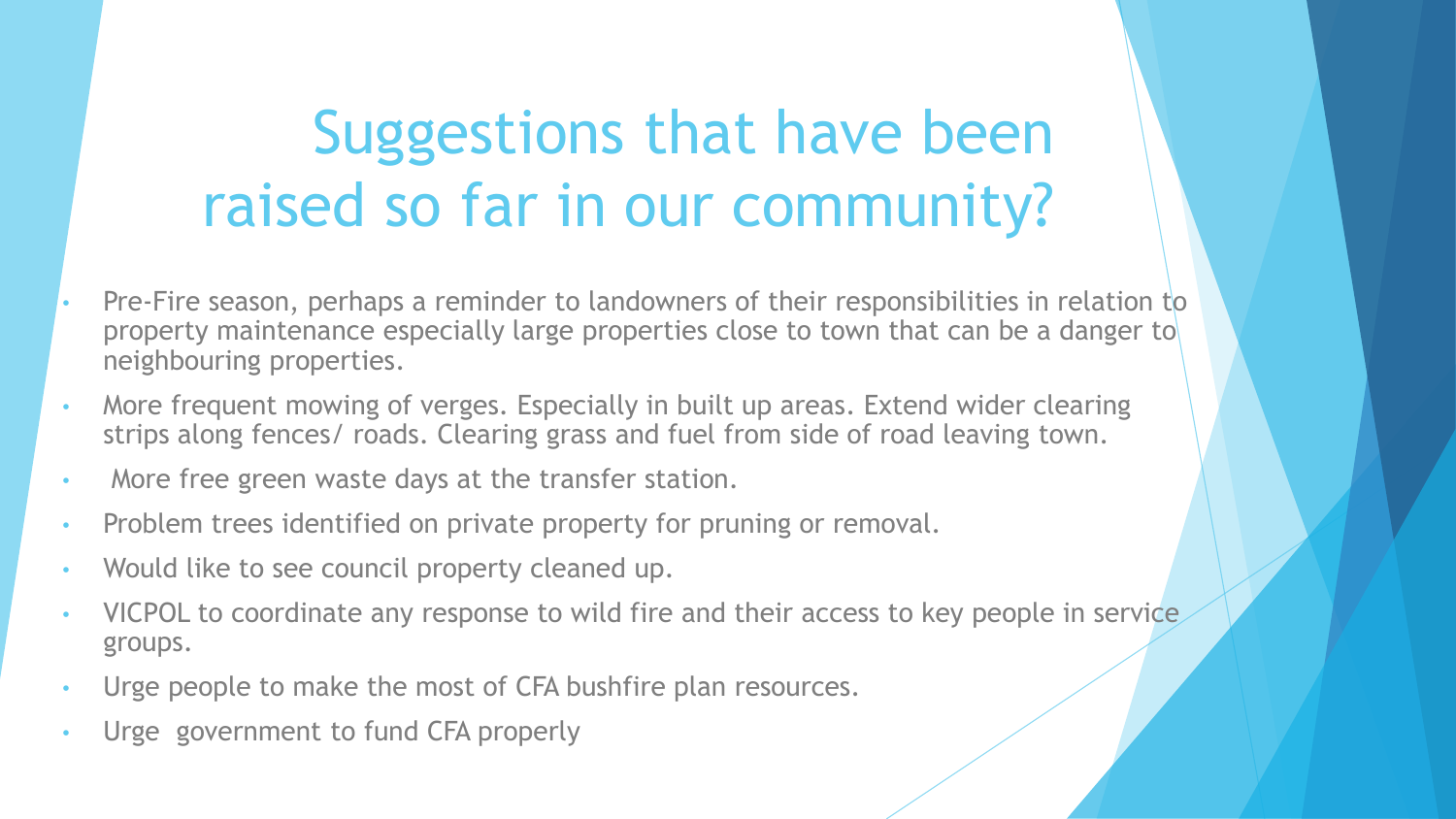# Suggestions that have been raised so far in our community?

- Pre-Fire season, perhaps a reminder to landowners of their responsibilities in relation to property maintenance especially large properties close to town that can be a danger to neighbouring properties.
- More frequent mowing of verges. Especially in built up areas. Extend wider clearing strips along fences/ roads. Clearing grass and fuel from side of road leaving town.
- More free green waste days at the transfer station.
- Problem trees identified on private property for pruning or removal.
- Would like to see council property cleaned up.
- VICPOL to coordinate any response to wild fire and their access to key people in service groups.
- Urge people to make the most of CFA bushfire plan resources.
- Urge government to fund CFA properly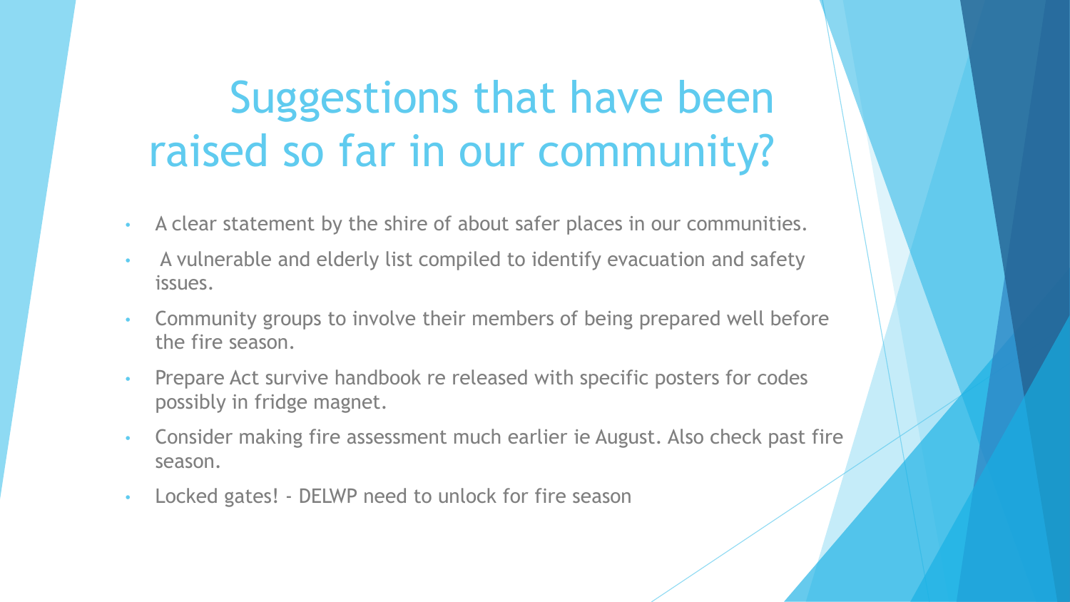# Suggestions that have been raised so far in our community?

- A clear statement by the shire of about safer places in our communities.
- A vulnerable and elderly list compiled to identify evacuation and safety issues.
- Community groups to involve their members of being prepared well before the fire season.
- Prepare Act survive handbook re released with specific posters for codes possibly in fridge magnet.
- Consider making fire assessment much earlier ie August. Also check past fire season.
- Locked gates! - DELWP need to unlock for fire season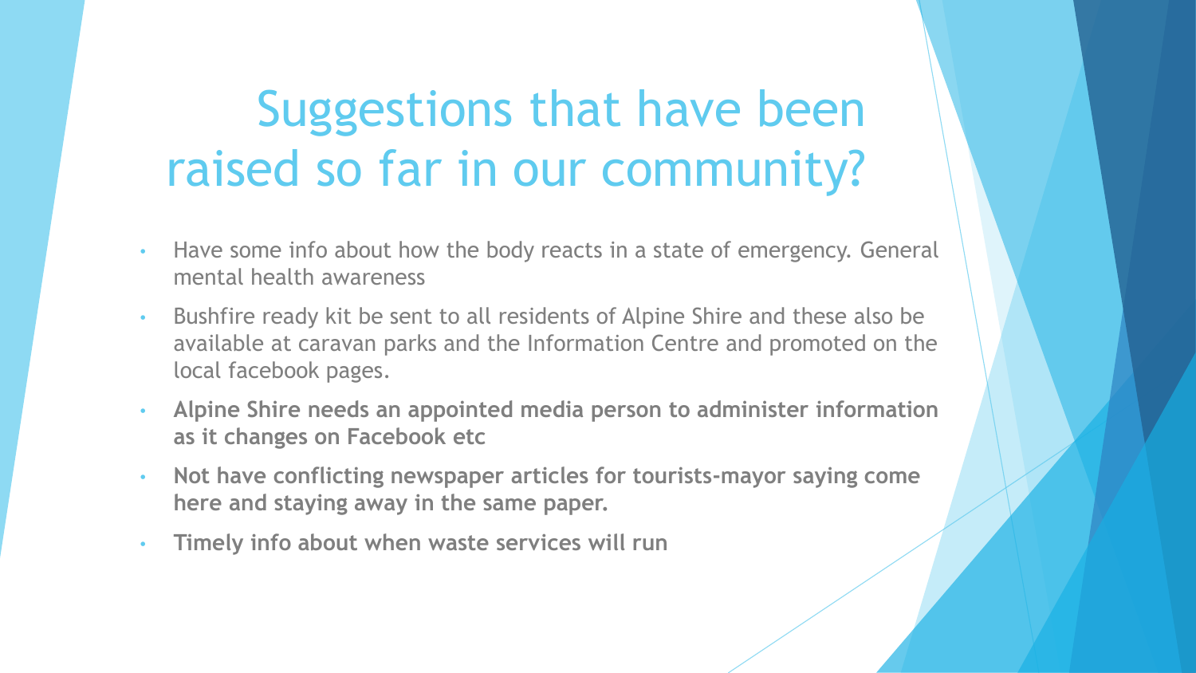# Suggestions that have been raised so far in our community?

- Have some info about how the body reacts in a state of emergency. General mental health awareness
- Bushfire ready kit be sent to all residents of Alpine Shire and these also be available at caravan parks and the Information Centre and promoted on the local facebook pages.
- **Alpine Shire needs an appointed media person to administer information as it changes on Facebook etc**
- **Not have conflicting newspaper articles for tourists-mayor saying come here and staying away in the same paper.**
- **Timely info about when waste services will run**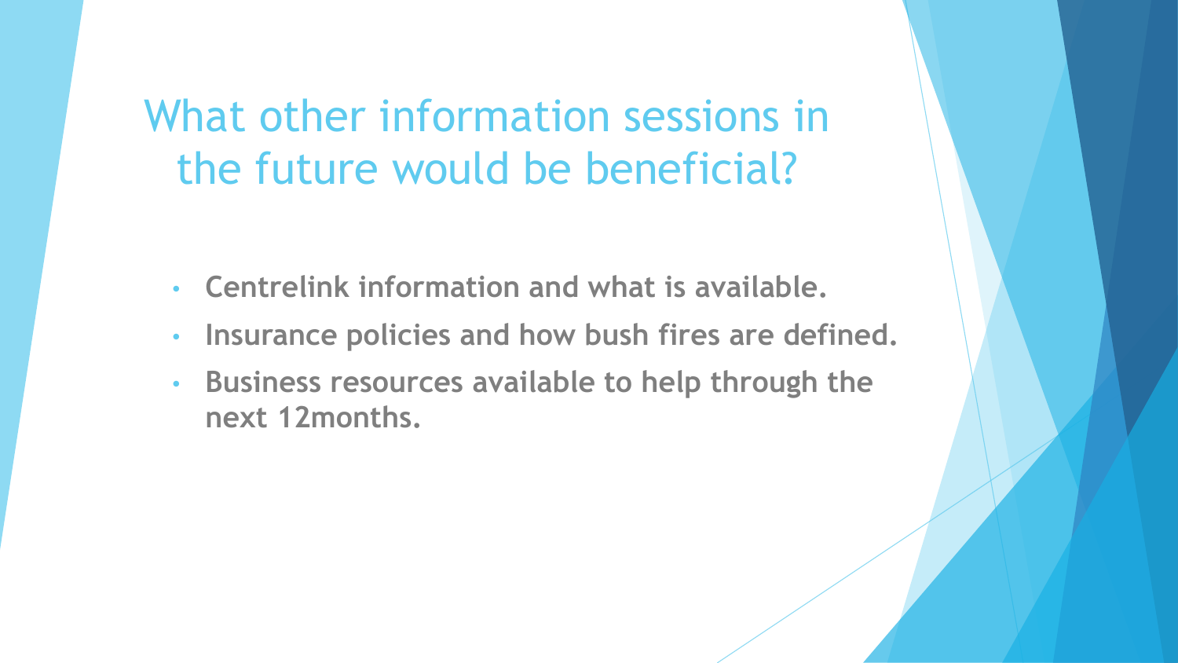# What other information sessions in the future would be beneficial?

- **Centrelink information and what is available.**
- **Insurance policies and how bush fires are defined.**
- **Business resources available to help through the next 12months.**